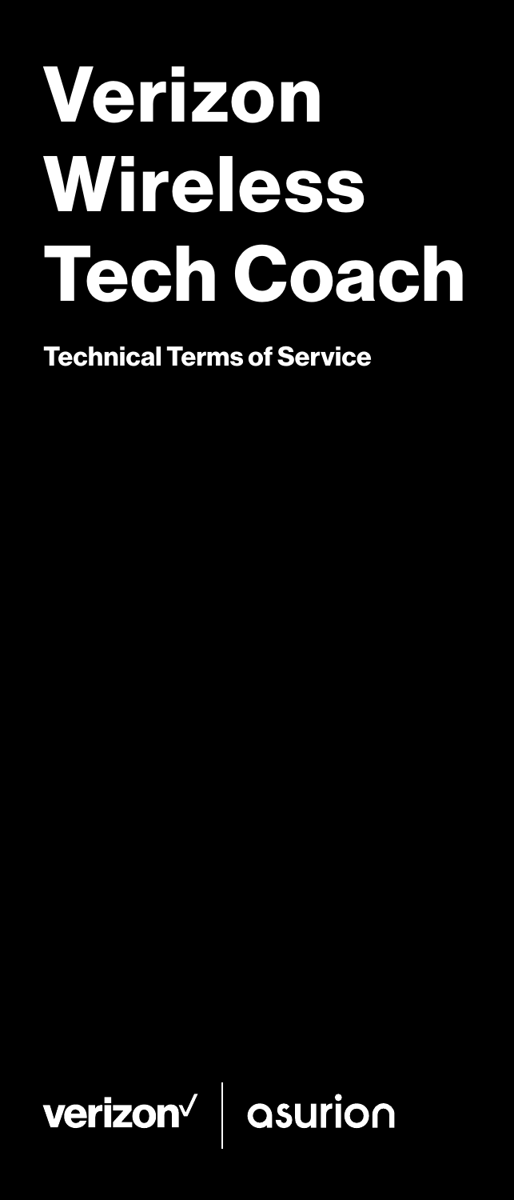# Verizon Wireless Tech Coach

**Technical Terms of Service**

verizon✓ | asurion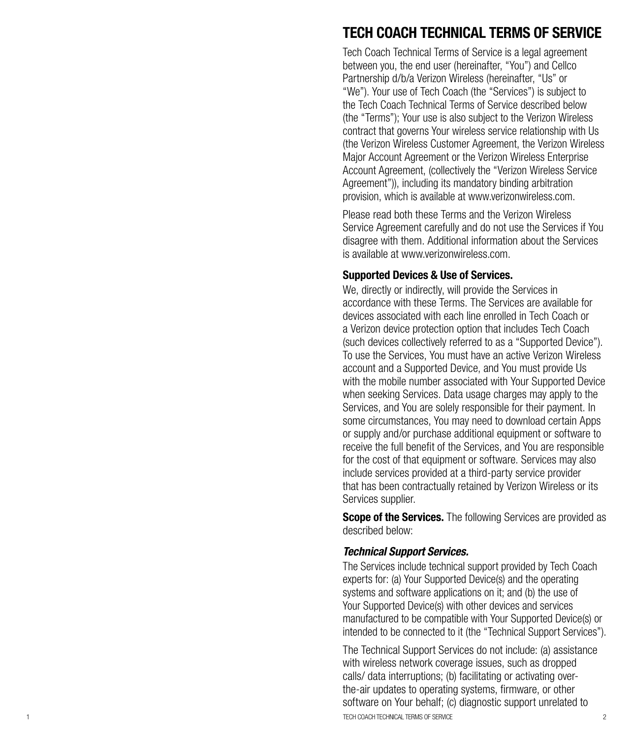# TECH COACH TECHNICAL TERMS OF SERVICE

Tech Coach Technical Terms of Service is a legal agreement between you, the end user (hereinafter, "You") and Cellco Partnership d/b/a Verizon Wireless (hereinafter, "Us" or "We"). Your use of Tech Coach (the "Services") is subject to the Tech Coach Technical Terms of Service described below (the "Terms"); Your use is also subject to the Verizon Wireless contract that governs Your wireless service relationship with Us (the Verizon Wireless Customer Agreement, the Verizon Wireless Major Account Agreement or the Verizon Wireless Enterprise Account Agreement, (collectively the "Verizon Wireless Service Agreement")), including its mandatory binding arbitration provision, which is available at www.verizonwireless.com.

Please read both these Terms and the Verizon Wireless Service Agreement carefully and do not use the Services if You disagree with them. Additional information about the Services is available at www.verizonwireless.com.

**Supported Devices & Use of Services.**

We, directly or indirectly, will provide the Services in accordance with these Terms. The Services are available for devices associated with each line enrolled in Tech Coach or a Verizon device protection option that includes Tech Coach (such devices collectively referred to as a "Supported Device"). To use the Services, You must have an active Verizon Wireless account and a Supported Device, and You must provide Us with the mobile number associated with Your Supported Device when seeking Services. Data usage charges may apply to the Services, and You are solely responsible for their payment. In some circumstances, You may need to download certain Apps or supply and/or purchase additional equipment or software to receive the full benefit of the Services, and You are responsible for the cost of that equipment or software. Services may also include services provided at a third-party service provider that has been contractually retained by Verizon Wireless or its Services supplier.

**Scope of the Services.** The following Services are provided as described below:

***Technical Support Services.***

The Services include technical support provided by Tech Coach experts for: (a) Your Supported Device(s) and the operating systems and software applications on it; and (b) the use of Your Supported Device(s) with other devices and services manufactured to be compatible with Your Supported Device(s) or intended to be connected to it (the "Technical Support Services").

The Technical Support Services do not include: (a) assistance with wireless network coverage issues, such as dropped calls/ data interruptions; (b) facilitating or activating over-the-air updates to operating systems, firmware, or other software on Your behalf; (c) diagnostic support unrelated to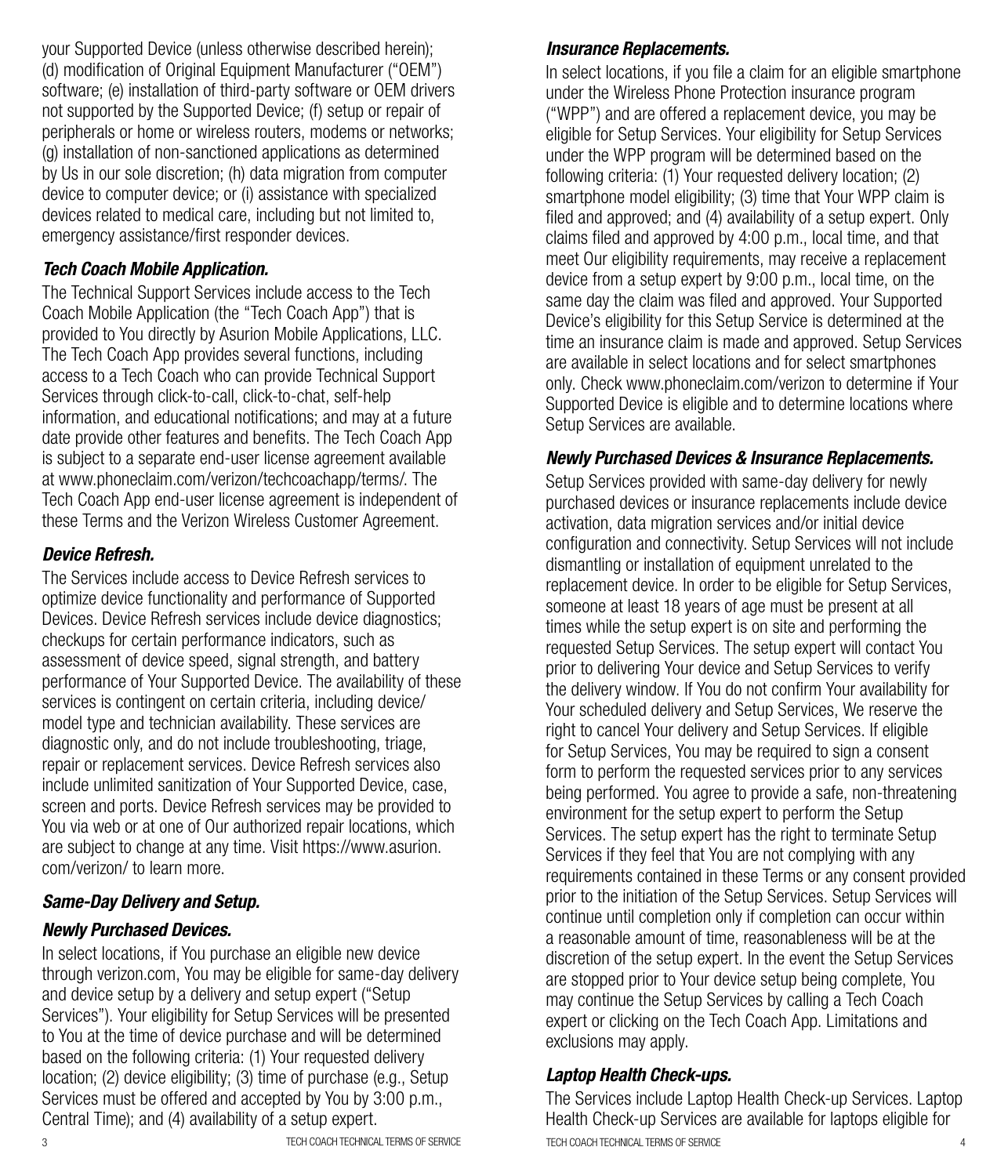your Supported Device (unless otherwise described herein); (d) modification of Original Equipment Manufacturer ("OEM") software; (e) installation of third-party software or OEM drivers not supported by the Supported Device; (f) setup or repair of peripherals or home or wireless routers, modems or networks; (g) installation of non-sanctioned applications as determined by Us in our sole discretion; (h) data migration from computer device to computer device; or (i) assistance with specialized devices related to medical care, including but not limited to, emergency assistance/first responder devices.

### *Tech Coach Mobile Application.*

The Technical Support Services include access to the Tech Coach Mobile Application (the "Tech Coach App") that is provided to You directly by Asurion Mobile Applications, LLC. The Tech Coach App provides several functions, including access to a Tech Coach who can provide Technical Support Services through click-to-call, click-to-chat, self-help information, and educational notifications; and may at a future date provide other features and benefits. The Tech Coach App is subject to a separate end-user license agreement available at www.phoneclaim.com/verizon/techcoachapp/terms/. The Tech Coach App end-user license agreement is independent of these Terms and the Verizon Wireless Customer Agreement.

### *Device Refresh.*

The Services include access to Device Refresh services to optimize device functionality and performance of Supported Devices. Device Refresh services include device diagnostics; checkups for certain performance indicators, such as assessment of device speed, signal strength, and battery performance of Your Supported Device. The availability of these services is contingent on certain criteria, including device/model type and technician availability. These services are diagnostic only, and do not include troubleshooting, triage, repair or replacement services. Device Refresh services also include unlimited sanitization of Your Supported Device, case, screen and ports. Device Refresh services may be provided to You via web or at one of Our authorized repair locations, which are subject to change at any time. Visit https://www.asurion.com/verizon/ to learn more.

### *Same-Day Delivery and Setup.*

### *Newly Purchased Devices.*

In select locations, if You purchase an eligible new device through verizon.com, You may be eligible for same-day delivery and device setup by a delivery and setup expert ("Setup Services"). Your eligibility for Setup Services will be presented to You at the time of device purchase and will be determined based on the following criteria: (1) Your requested delivery location; (2) device eligibility; (3) time of purchase (e.g., Setup Services must be offered and accepted by You by 3:00 p.m., Central Time); and (4) availability of a setup expert.

### *Insurance Replacements.*

In select locations, if you file a claim for an eligible smartphone under the Wireless Phone Protection insurance program ("WPP") and are offered a replacement device, you may be eligible for Setup Services. Your eligibility for Setup Services under the WPP program will be determined based on the following criteria: (1) Your requested delivery location; (2) smartphone model eligibility; (3) time that Your WPP claim is filed and approved; and (4) availability of a setup expert. Only claims filed and approved by 4:00 p.m., local time, and that meet Our eligibility requirements, may receive a replacement device from a setup expert by 9:00 p.m., local time, on the same day the claim was filed and approved. Your Supported Device's eligibility for this Setup Service is determined at the time an insurance claim is made and approved. Setup Services are available in select locations and for select smartphones only. Check www.phoneclaim.com/verizon to determine if Your Supported Device is eligible and to determine locations where Setup Services are available.

### *Newly Purchased Devices & Insurance Replacements.*

Setup Services provided with same-day delivery for newly purchased devices or insurance replacements include device activation, data migration services and/or initial device configuration and connectivity. Setup Services will not include dismantling or installation of equipment unrelated to the replacement device. In order to be eligible for Setup Services, someone at least 18 years of age must be present at all times while the setup expert is on site and performing the requested Setup Services. The setup expert will contact You prior to delivering Your device and Setup Services to verify the delivery window. If You do not confirm Your availability for Your scheduled delivery and Setup Services, We reserve the right to cancel Your delivery and Setup Services. If eligible for Setup Services, You may be required to sign a consent form to perform the requested services prior to any services being performed. You agree to provide a safe, non-threatening environment for the setup expert to perform the Setup Services. The setup expert has the right to terminate Setup Services if they feel that You are not complying with any requirements contained in these Terms or any consent provided prior to the initiation of the Setup Services. Setup Services will continue until completion only if completion can occur within a reasonable amount of time, reasonableness will be at the discretion of the setup expert. In the event the Setup Services are stopped prior to Your device setup being complete, You may continue the Setup Services by calling a Tech Coach expert or clicking on the Tech Coach App. Limitations and exclusions may apply.

### *Laptop Health Check-ups.*

The Services include Laptop Health Check-up Services. Laptop Health Check-up Services are available for laptops eligible for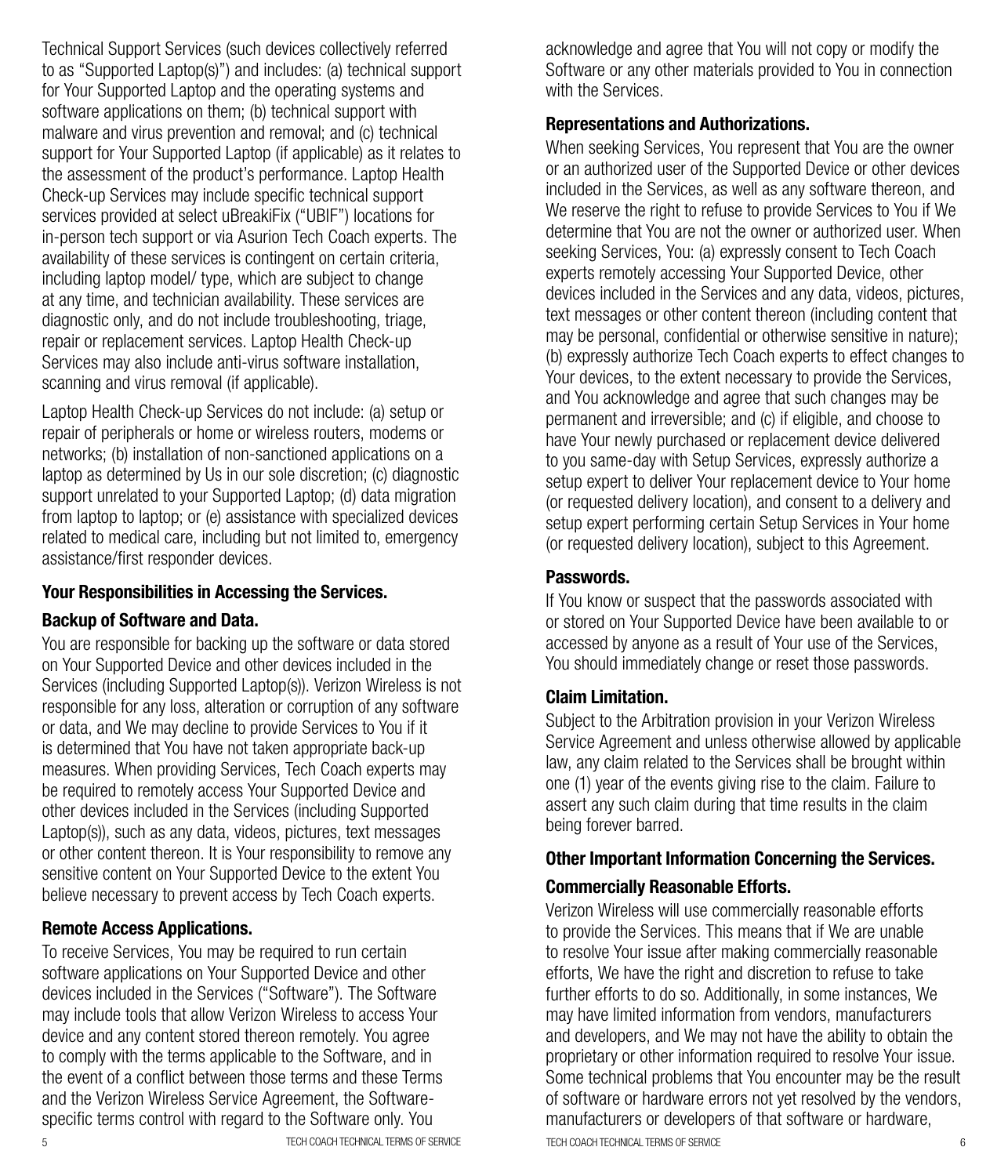Technical Support Services (such devices collectively referred to as "Supported Laptop(s)") and includes: (a) technical support for Your Supported Laptop and the operating systems and software applications on them; (b) technical support with malware and virus prevention and removal; and (c) technical support for Your Supported Laptop (if applicable) as it relates to the assessment of the product's performance. Laptop Health Check-up Services may include specific technical support services provided at select uBreakiFix ("UBIF") locations for in-person tech support or via Asurion Tech Coach experts. The availability of these services is contingent on certain criteria, including laptop model/ type, which are subject to change at any time, and technician availability. These services are diagnostic only, and do not include troubleshooting, triage, repair or replacement services. Laptop Health Check-up Services may also include anti-virus software installation, scanning and virus removal (if applicable).

Laptop Health Check-up Services do not include: (a) setup or repair of peripherals or home or wireless routers, modems or networks; (b) installation of non-sanctioned applications on a laptop as determined by Us in our sole discretion; (c) diagnostic support unrelated to your Supported Laptop; (d) data migration from laptop to laptop; or (e) assistance with specialized devices related to medical care, including but not limited to, emergency assistance/first responder devices.

## Your Responsibilities in Accessing the Services.

### Backup of Software and Data.

You are responsible for backing up the software or data stored on Your Supported Device and other devices included in the Services (including Supported Laptop(s)). Verizon Wireless is not responsible for any loss, alteration or corruption of any software or data, and We may decline to provide Services to You if it is determined that You have not taken appropriate back-up measures. When providing Services, Tech Coach experts may be required to remotely access Your Supported Device and other devices included in the Services (including Supported Laptop(s)), such as any data, videos, pictures, text messages or other content thereon. It is Your responsibility to remove any sensitive content on Your Supported Device to the extent You believe necessary to prevent access by Tech Coach experts.

### Remote Access Applications.

To receive Services, You may be required to run certain software applications on Your Supported Device and other devices included in the Services ("Software"). The Software may include tools that allow Verizon Wireless to access Your device and any content stored thereon remotely. You agree to comply with the terms applicable to the Software, and in the event of a conflict between those terms and these Terms and the Verizon Wireless Service Agreement, the Software-specific terms control with regard to the Software only. You acknowledge and agree that You will not copy or modify the Software or any other materials provided to You in connection with the Services.

### Representations and Authorizations.

When seeking Services, You represent that You are the owner or an authorized user of the Supported Device or other devices included in the Services, as well as any software thereon, and We reserve the right to refuse to provide Services to You if We determine that You are not the owner or authorized user. When seeking Services, You: (a) expressly consent to Tech Coach experts remotely accessing Your Supported Device, other devices included in the Services and any data, videos, pictures, text messages or other content thereon (including content that may be personal, confidential or otherwise sensitive in nature); (b) expressly authorize Tech Coach experts to effect changes to Your devices, to the extent necessary to provide the Services, and You acknowledge and agree that such changes may be permanent and irreversible; and (c) if eligible, and choose to have Your newly purchased or replacement device delivered to you same-day with Setup Services, expressly authorize a setup expert to deliver Your replacement device to Your home (or requested delivery location), and consent to a delivery and setup expert performing certain Setup Services in Your home (or requested delivery location), subject to this Agreement.

### Passwords.

If You know or suspect that the passwords associated with or stored on Your Supported Device have been available to or accessed by anyone as a result of Your use of the Services, You should immediately change or reset those passwords.

### Claim Limitation.

Subject to the Arbitration provision in your Verizon Wireless Service Agreement and unless otherwise allowed by applicable law, any claim related to the Services shall be brought within one (1) year of the events giving rise to the claim. Failure to assert any such claim during that time results in the claim being forever barred.

## Other Important Information Concerning the Services.

### Commercially Reasonable Efforts.

Verizon Wireless will use commercially reasonable efforts to provide the Services. This means that if We are unable to resolve Your issue after making commercially reasonable efforts, We have the right and discretion to refuse to take further efforts to do so. Additionally, in some instances, We may have limited information from vendors, manufacturers and developers, and We may not have the ability to obtain the proprietary or other information required to resolve Your issue. Some technical problems that You encounter may be the result of software or hardware errors not yet resolved by the vendors, manufacturers or developers of that software or hardware,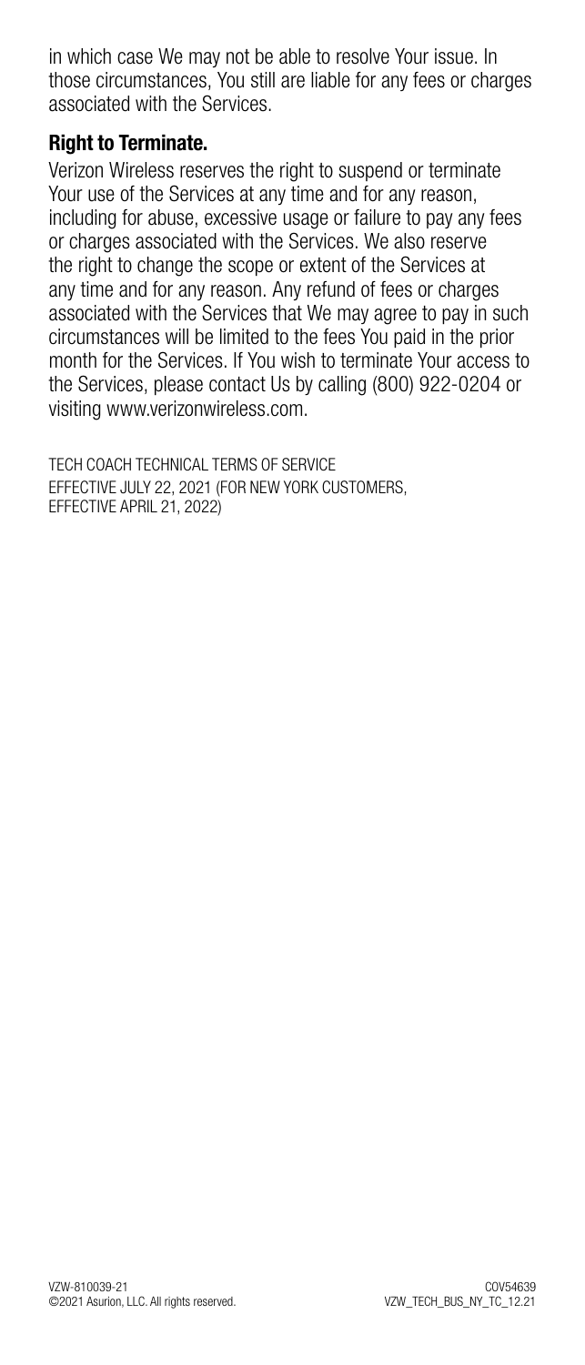in which case We may not be able to resolve Your issue. In those circumstances, You still are liable for any fees or charges associated with the Services.

**Right to Terminate.**

Verizon Wireless reserves the right to suspend or terminate Your use of the Services at any time and for any reason, including for abuse, excessive usage or failure to pay any fees or charges associated with the Services. We also reserve the right to change the scope or extent of the Services at any time and for any reason. Any refund of fees or charges associated with the Services that We may agree to pay in such circumstances will be limited to the fees You paid in the prior month for the Services. If You wish to terminate Your access to the Services, please contact Us by calling (800) 922-0204 or visiting www.verizonwireless.com.

TECH COACH TECHNICAL TERMS OF SERVICE
EFFECTIVE JULY 22, 2021 (FOR NEW YORK CUSTOMERS, EFFECTIVE APRIL 21, 2022)

VZW-810039-21
©2021 Asurion, LLC. All rights reserved.

COV54639
VZW_TECH_BUS_NY_TC_12.21